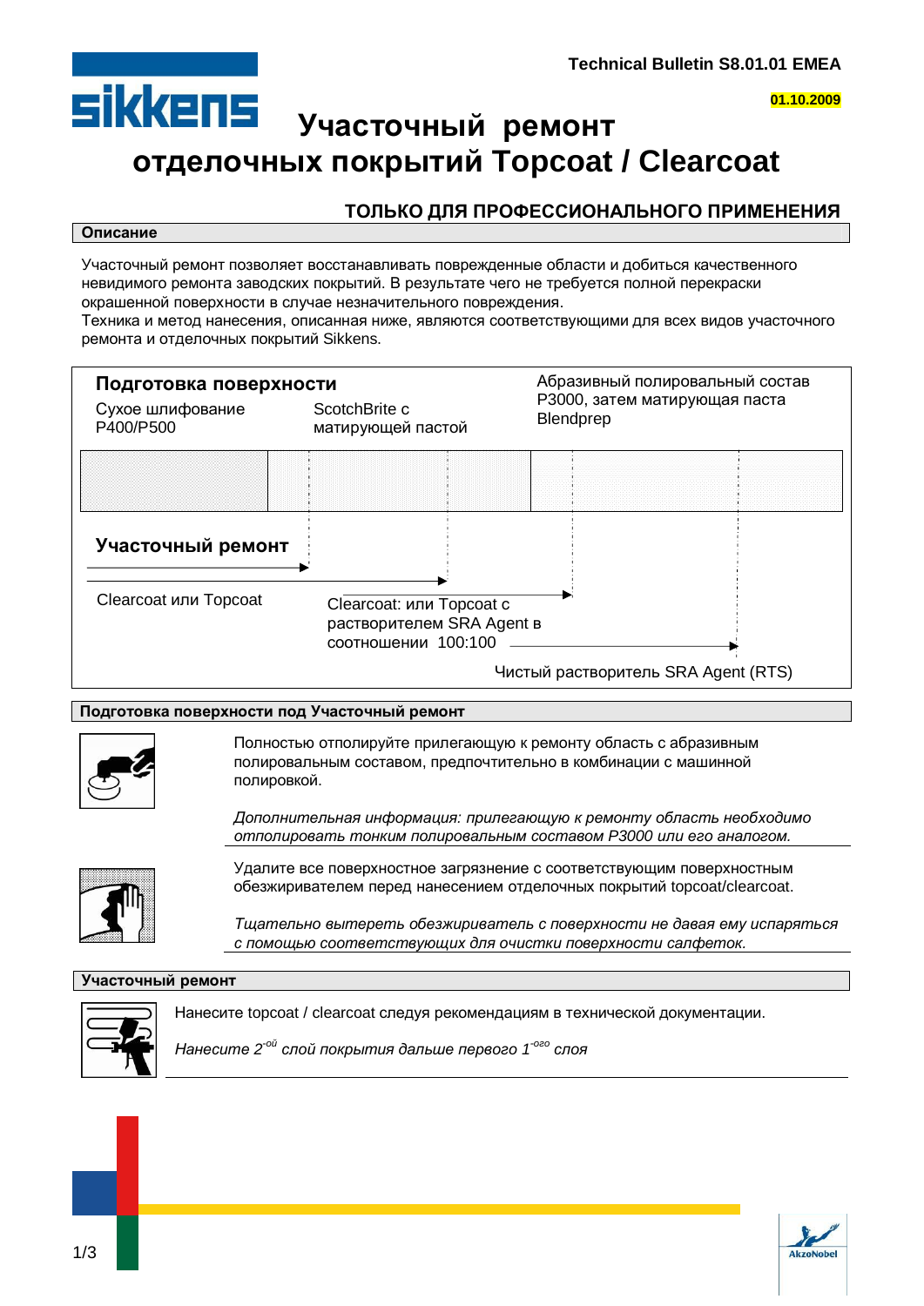Technical Bulletin S8.01.01 EMEA

01.10.2009

# Участочный ремонт отделочных покрытий Topcoat / Clearcoat

**ТОЛЬКО ДЛЯ ПРОФЕССИОНАЛЬНОГО ПРИМЕНЕНИЯ**

## Описание

Участочный ремонт позволяет восстанавливать поврежденные области и добиться качественного невидимого ремонта заводских покрытий. В результате чего не требуется полной перекраски окрашенной поверхности в случае незначительного повреждения.
Техника и метод нанесения, описанная ниже, являются соответствующими для всех видов участочного ремонта и отделочных покрытий Sikkens.

**Подготовка поверхности**

Сухое шлифование P400/P500

ScotchBrite с матирующей пастой

Абразивный полировальный состав P3000, затем матирующая паста Blendprep

**Участочный ремонт**

Clearcoat или Topcoat

Clearcoat: или Topcoat с растворителем SRA Agent в соотношении 100:100

Чистый растворитель SRA Agent (RTS)

## Подготовка поверхности под Участочный ремонт

Полностью отполируйте прилегающую к ремонту область с абразивным полировальным составом, предпочтительно в комбинации с машинной полировкой.

*Дополнительная информация: прилегающую к ремонту область необходимо отполировать тонким полировальным составом P3000 или его аналогом.*

Удалите все поверхностное загрязнение с соответствующим поверхностным обезжиривателем перед нанесением отделочных покрытий topcoat/clearcoat.

*Тщательно вытереть обезжириватель с поверхности не давая ему испаряться с помощью соответствующих для очистки поверхности салфеток.*

## Участочный ремонт

Нанесите topcoat / clearcoat следуя рекомендациям в технической документации.

*Нанесите 2-ой слой покрытия дальше первого 1-ого слоя*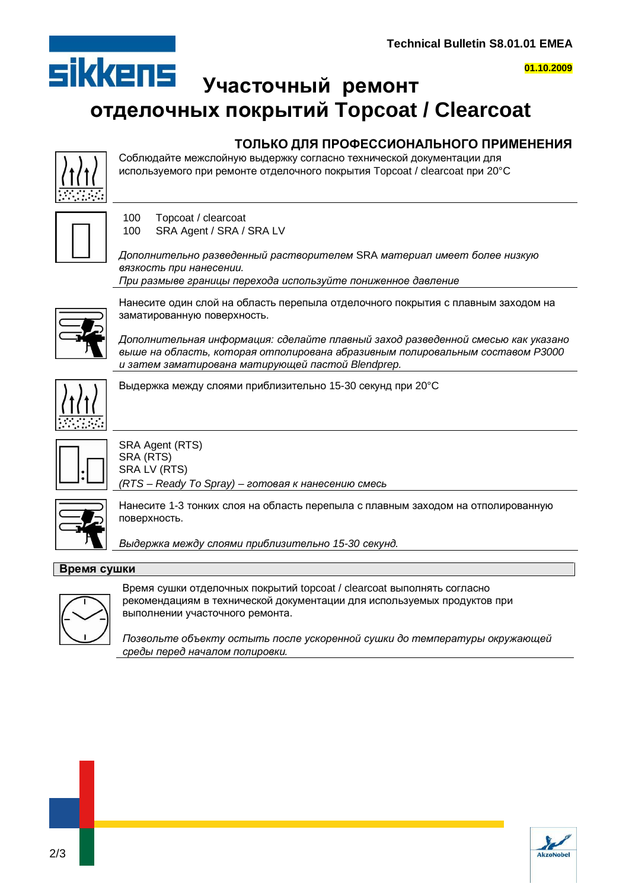# Участочный ремонт отделочных покрытий Topcoat / Clearcoat

**Technical Bulletin S8.01.01 EMEA**

**01.10.2009**

## ТОЛЬКО ДЛЯ ПРОФЕССИОНАЛЬНОГО ПРИМЕНЕНИЯ

Соблюдайте межслойную выдержку согласно технической документации для используемого при ремонте отделочного покрытия Topcoat / clearcoat при 20°C

100 Topcoat / clearcoat
100 SRA Agent / SRA / SRA LV

*Дополнительно разведенный растворителем SRA материал имеет более низкую вязкость при нанесении.*
*При размыве границы перехода используйте пониженное давление*

Нанесите один слой на область перепыла отделочного покрытия с плавным заходом на заматированную поверхность.

*Дополнительная информация: сделайте плавный заход разведенной смесью как указано выше на область, которая отполирована абразивным полировальным составом P3000 и затем заматирована матирующей пастой Blendprep.*

Выдержка между слоями приблизительно 15-30 секунд при 20°C

SRA Agent (RTS)
SRA (RTS)
SRA LV (RTS)
*(RTS – Ready To Spray) – готовая к нанесению смесь*

Нанесите 1-3 тонких слоя на область перепыла с плавным заходом на отполированную поверхность.

*Выдержка между слоями приблизительно 15-30 секунд.*

## Время сушки

Время сушки отделочных покрытий topcoat / clearcoat выполнять согласно рекомендациям в технической документации для используемых продуктов при выполнении участочного ремонта.

*Позвольте объекту остыть после ускоренной сушки до температуры окружающей среды перед началом полировки.*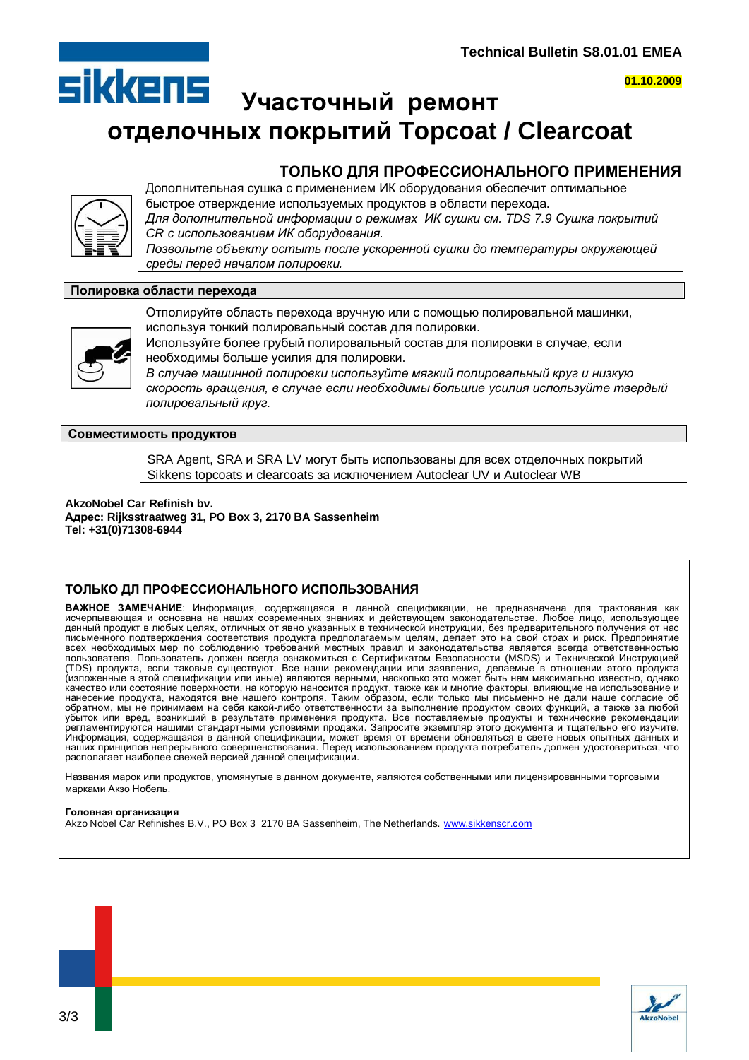Technical Bulletin S8.01.01 EMEA

01.10.2009

# Участочный ремонт отделочных покрытий Topcoat / Clearcoat

## ТОЛЬКО ДЛЯ ПРОФЕССИОНАЛЬНОГО ПРИМЕНЕНИЯ

Дополнительная сушка с применением ИК оборудования обеспечит оптимальное быстрое отверждение используемых продуктов в области перехода.

*Для дополнительной информации о режимах ИК сушки см. TDS 7.9 Сушка покрытий CR с использованием ИК оборудования.*

*Позвольте объекту остыть после ускоренной сушки до температуры окружающей среды перед началом полировки.*

### Полировка области перехода

Отполируйте область перехода вручную или с помощью полировальной машинки, используя тонкий полировальный состав для полировки.

Используйте более грубый полировальный состав для полировки в случае, если необходимы больше усилия для полировки.

*В случае машинной полировки используйте мягкий полировальный круг и низкую скорость вращения, в случае если необходимы большие усилия используйте твердый полировальный круг.*

### Совместимость продуктов

SRA Agent, SRA и SRA LV могут быть использованы для всех отделочных покрытий Sikkens topcoats и clearcoats за исключением Autoclear UV и Autoclear WB

**AkzoNobel Car Refinish bv.**
**Адрес: Rijksstraatweg 31, PO Box 3, 2170 BA Sassenheim**
**Tel: +31(0)71308-6944**

### ТОЛЬКО ДЛ ПРОФЕССИОНАЛЬНОГО ИСПОЛЬЗОВАНИЯ

**ВАЖНОЕ ЗАМЕЧАНИЕ**: Информация, содержащаяся в данной спецификации, не предназначена для трактования как исчерпывающая и основана на наших современных знаниях и действующем законодательстве. Любое лицо, использующее данный продукт в любых целях, отличных от явно указанных в технической инструкции, без предварительного получения от нас письменного подтверждения соответствия продукта предполагаемым целям, делает это на свой страх и риск. Предпринятие всех необходимых мер по соблюдению требований местных правил и законодательства является всегда ответственностью пользователя. Пользователь должен всегда ознакомиться с Сертификатом Безопасности (MSDS) и Технической Инструкцией (TDS) продукта, если таковые существуют. Все наши рекомендации или заявления, делаемые в отношении этого продукта (изложенные в этой спецификации или иные) являются верными, насколько это может быть нам максимально известно, однако качество или состояние поверхности, на которую наносится продукт, также как и многие факторы, влияющие на использование и нанесение продукта, находятся вне нашего контроля. Таким образом, если только мы письменно не дали наше согласие об обратном, мы не принимаем на себя какой-либо ответственности за выполнение продуктом своих функций, а также за любой убыток или вред, возникший в результате применения продукта. Все поставляемые продукты и технические рекомендации регламентируются нашими стандартными условиями продажи. Запросите экземпляр этого документа и тщательно его изучите. Информация, содержащаяся в данной спецификации, может время от времени обновляться в свете новых опытных данных и наших принципов непрерывного совершенствования. Перед использованием продукта потребитель должен удостовериться, что располагает наиболее свежей версией данной спецификации.

Названия марок или продуктов, упомянутые в данном документе, являются собственными или лицензированными торговыми марками Акзо Нобель.

**Головная организация**
Akzo Nobel Car Refinishes B.V., PO Box 3 2170 BA Sassenheim, The Netherlands. www.sikkenscr.com